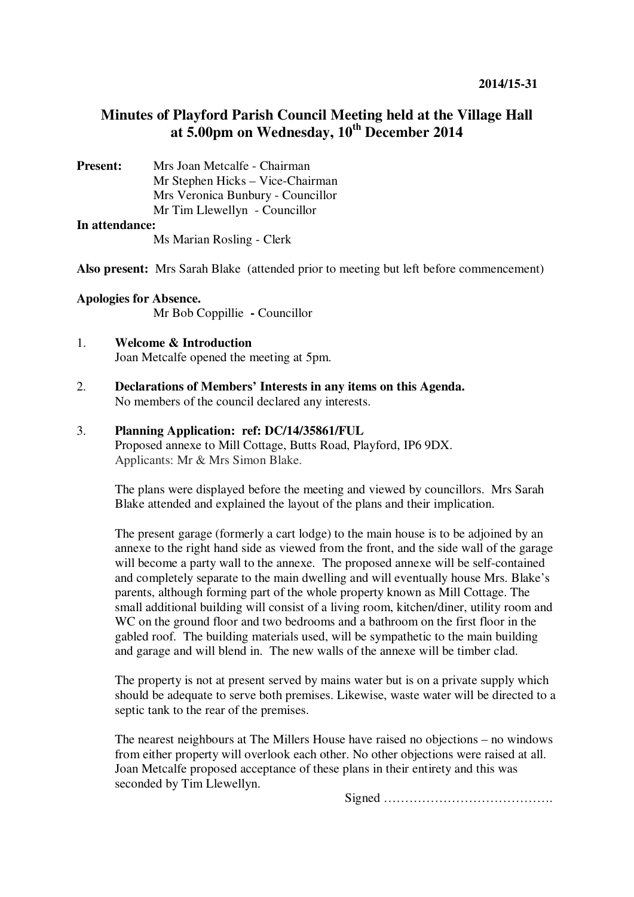**2014/15-31**

# Minutes of Playford Parish Council Meeting held at the Village Hall at 5.00pm on Wednesday, 10th December 2014

**Present:** Mrs Joan Metcalfe - Chairman
Mr Stephen Hicks – Vice-Chairman
Mrs Veronica Bunbury - Councillor
Mr Tim Llewellyn - Councillor

**In attendance:**
Ms Marian Rosling - Clerk

**Also present:** Mrs Sarah Blake (attended prior to meeting but left before commencement)

**Apologies for Absence.**
Mr Bob Coppillie **-** Councillor

1. **Welcome & Introduction**
   Joan Metcalfe opened the meeting at 5pm.

2. **Declarations of Members' Interests in any items on this Agenda.**
   No members of the council declared any interests.

3. **Planning Application: ref: DC/14/35861/FUL**
   Proposed annexe to Mill Cottage, Butts Road, Playford, IP6 9DX.
   Applicants: Mr & Mrs Simon Blake.

   The plans were displayed before the meeting and viewed by councillors. Mrs Sarah Blake attended and explained the layout of the plans and their implication.

   The present garage (formerly a cart lodge) to the main house is to be adjoined by an annexe to the right hand side as viewed from the front, and the side wall of the garage will become a party wall to the annexe. The proposed annexe will be self-contained and completely separate to the main dwelling and will eventually house Mrs. Blake's parents, although forming part of the whole property known as Mill Cottage. The small additional building will consist of a living room, kitchen/diner, utility room and WC on the ground floor and two bedrooms and a bathroom on the first floor in the gabled roof. The building materials used, will be sympathetic to the main building and garage and will blend in. The new walls of the annexe will be timber clad.

   The property is not at present served by mains water but is on a private supply which should be adequate to serve both premises. Likewise, waste water will be directed to a septic tank to the rear of the premises.

   The nearest neighbours at The Millers House have raised no objections – no windows from either property will overlook each other. No other objections were raised at all. Joan Metcalfe proposed acceptance of these plans in their entirety and this was seconded by Tim Llewellyn.

Signed ………………………………….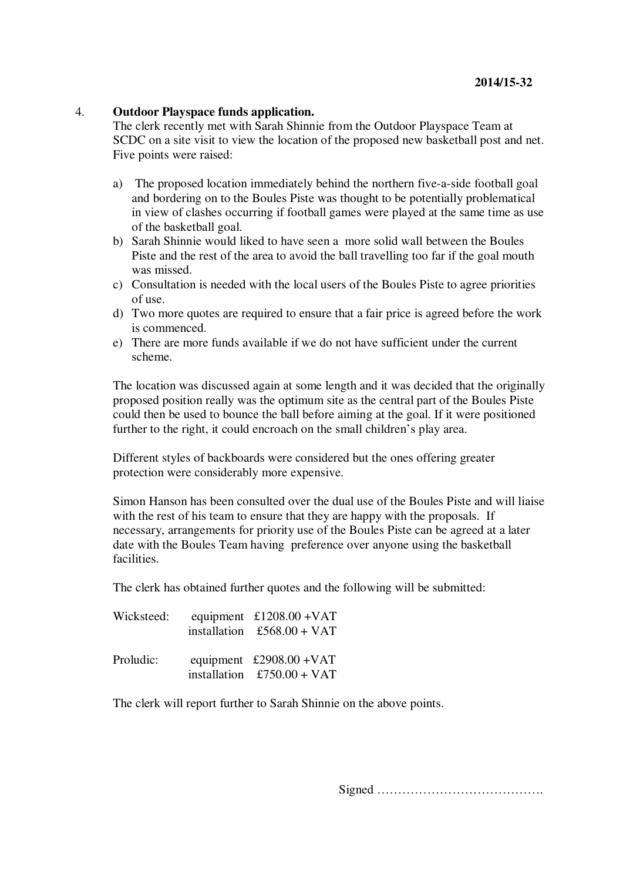2014/15-32

4. **Outdoor Playspace funds application.**

The clerk recently met with Sarah Shinnie from the Outdoor Playspace Team at SCDC on a site visit to view the location of the proposed new basketball post and net. Five points were raised:

a) The proposed location immediately behind the northern five-a-side football goal and bordering on to the Boules Piste was thought to be potentially problematical in view of clashes occurring if football games were played at the same time as use of the basketball goal.
b) Sarah Shinnie would liked to have seen a more solid wall between the Boules Piste and the rest of the area to avoid the ball travelling too far if the goal mouth was missed.
c) Consultation is needed with the local users of the Boules Piste to agree priorities of use.
d) Two more quotes are required to ensure that a fair price is agreed before the work is commenced.
e) There are more funds available if we do not have sufficient under the current scheme.

The location was discussed again at some length and it was decided that the originally proposed position really was the optimum site as the central part of the Boules Piste could then be used to bounce the ball before aiming at the goal. If it were positioned further to the right, it could encroach on the small children's play area.

Different styles of backboards were considered but the ones offering greater protection were considerably more expensive.

Simon Hanson has been consulted over the dual use of the Boules Piste and will liaise with the rest of his team to ensure that they are happy with the proposals. If necessary, arrangements for priority use of the Boules Piste can be agreed at a later date with the Boules Team having preference over anyone using the basketball facilities.

The clerk has obtained further quotes and the following will be submitted:

| | | |
|---|---|---|
| Wicksteed: | equipment | £1208.00 +VAT |
| | installation | £568.00 + VAT |
| Proludic: | equipment | £2908.00 +VAT |
| | installation | £750.00 + VAT |

The clerk will report further to Sarah Shinnie on the above points.

Signed ………………………………….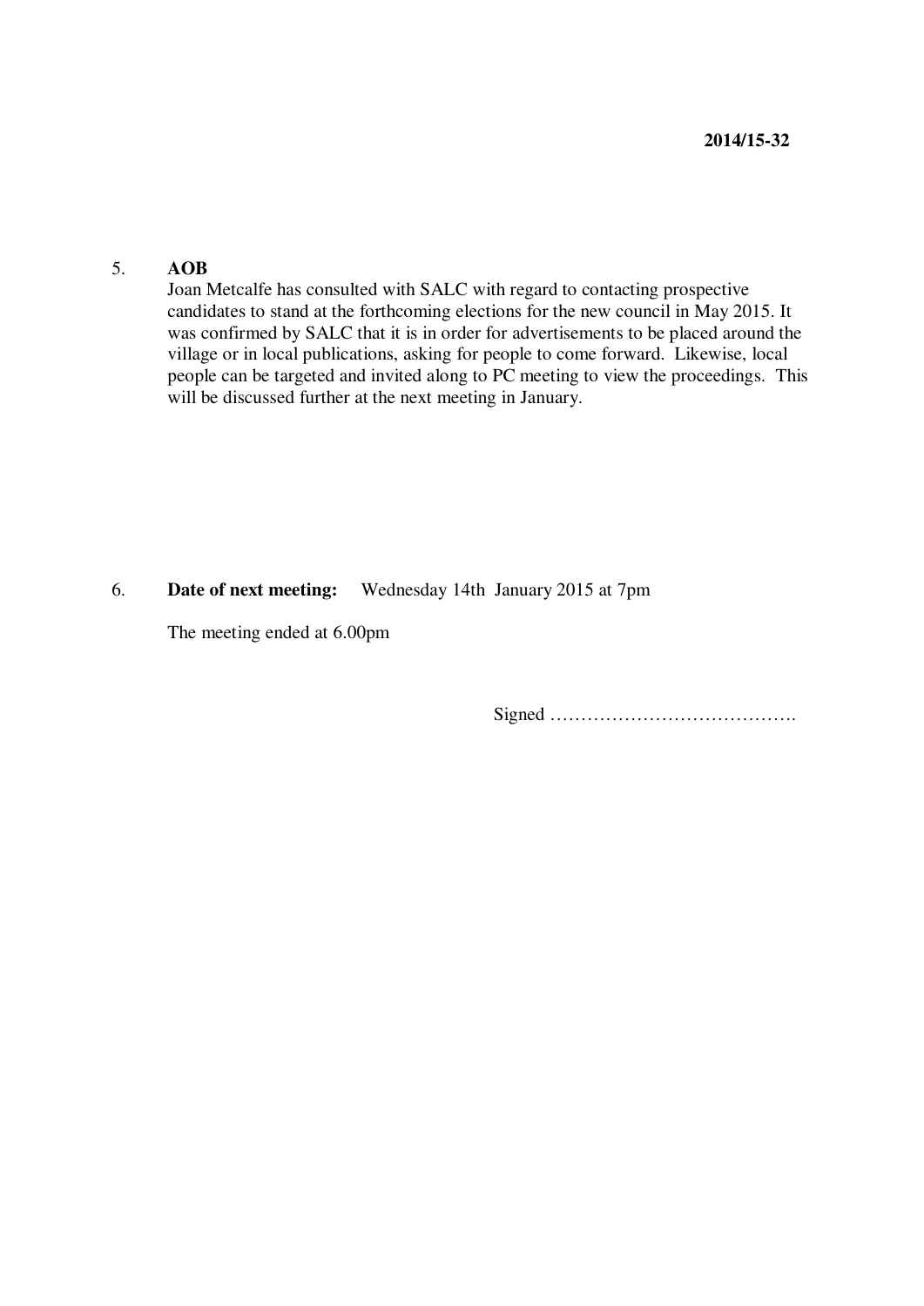**2014/15-32**

5. **AOB**

   Joan Metcalfe has consulted with SALC with regard to contacting prospective candidates to stand at the forthcoming elections for the new council in May 2015. It was confirmed by SALC that it is in order for advertisements to be placed around the village or in local publications, asking for people to come forward. Likewise, local people can be targeted and invited along to PC meeting to view the proceedings. This will be discussed further at the next meeting in January.

6. **Date of next meeting:** Wednesday 14th January 2015 at 7pm

   The meeting ended at 6.00pm

Signed ………………………………….